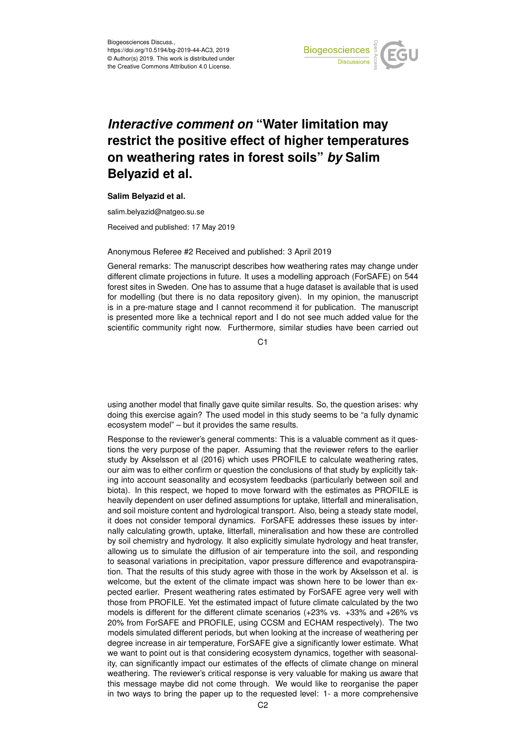Biogeosciences Discuss.,
https://doi.org/10.5194/bg-2019-44-AC3, 2019
© Author(s) 2019. This work is distributed under the Creative Commons Attribution 4.0 License.

# *Interactive comment on* "Water limitation may restrict the positive effect of higher temperatures on weathering rates in forest soils" *by* Salim Belyazid et al.

**Salim Belyazid et al.**

salim.belyazid@natgeo.su.se

Received and published: 17 May 2019

Anonymous Referee #2 Received and published: 3 April 2019

General remarks: The manuscript describes how weathering rates may change under different climate projections in future. It uses a modelling approach (ForSAFE) on 544 forest sites in Sweden. One has to assume that a huge dataset is available that is used for modelling (but there is no data repository given). In my opinion, the manuscript is in a pre-mature stage and I cannot recommend it for publication. The manuscript is presented more like a technical report and I do not see much added value for the scientific community right now. Furthermore, similar studies have been carried out using another model that finally gave quite similar results. So, the question arises: why doing this exercise again? The used model in this study seems to be "a fully dynamic ecosystem model" – but it provides the same results.

Response to the reviewer's general comments: This is a valuable comment as it questions the very purpose of the paper. Assuming that the reviewer refers to the earlier study by Akselsson et al (2016) which uses PROFILE to calculate weathering rates, our aim was to either confirm or question the conclusions of that study by explicitly taking into account seasonality and ecosystem feedbacks (particularly between soil and biota). In this respect, we hoped to move forward with the estimates as PROFILE is heavily dependent on user defined assumptions for uptake, litterfall and mineralisation, and soil moisture content and hydrological transport. Also, being a steady state model, it does not consider temporal dynamics. ForSAFE addresses these issues by internally calculating growth, uptake, litterfall, mineralisation and how these are controlled by soil chemistry and hydrology. It also explicitly simulate hydrology and heat transfer, allowing us to simulate the diffusion of air temperature into the soil, and responding to seasonal variations in precipitation, vapor pressure difference and evapotranspiration. That the results of this study agree with those in the work by Akselsson et al. is welcome, but the extent of the climate impact was shown here to be lower than expected earlier. Present weathering rates estimated by ForSAFE agree very well with those from PROFILE. Yet the estimated impact of future climate calculated by the two models is different for the different climate scenarios (+23% vs. +33% and +26% vs 20% from ForSAFE and PROFILE, using CCSM and ECHAM respectively). The two models simulated different periods, but when looking at the increase of weathering per degree increase in air temperature, ForSAFE give a significantly lower estimate. What we want to point out is that considering ecosystem dynamics, together with seasonality, can significantly impact our estimates of the effects of climate change on mineral weathering. The reviewer's critical response is very valuable for making us aware that this message maybe did not come through. We would like to reorganise the paper in two ways to bring the paper up to the requested level: 1- a more comprehensive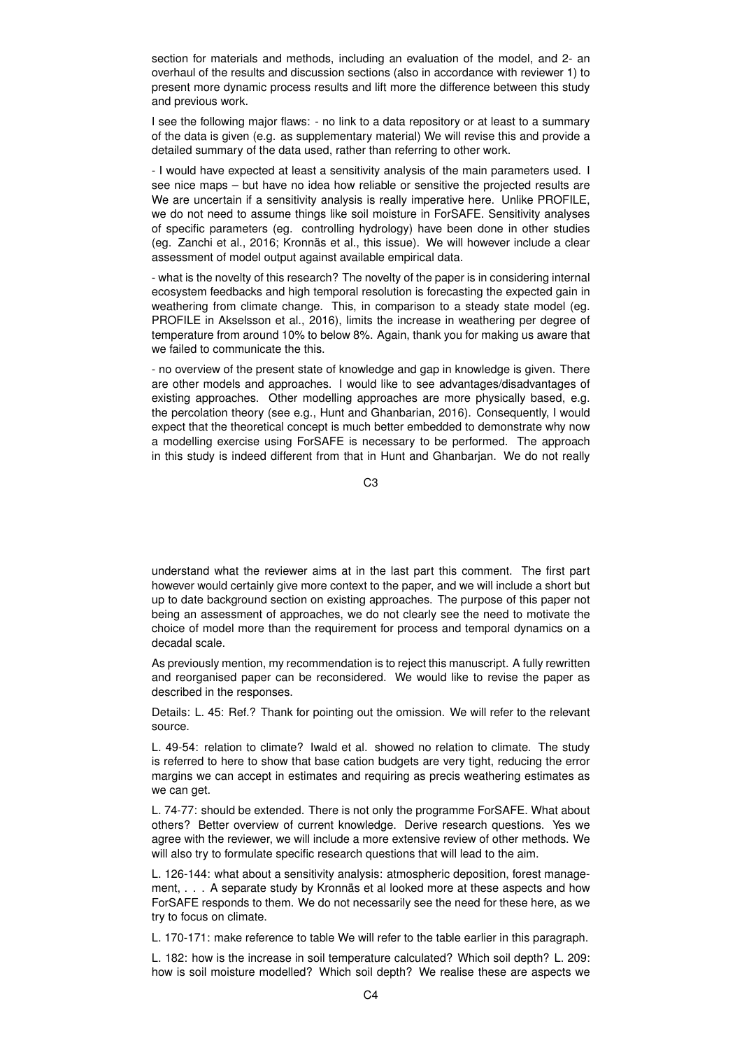section for materials and methods, including an evaluation of the model, and 2- an overhaul of the results and discussion sections (also in accordance with reviewer 1) to present more dynamic process results and lift more the difference between this study and previous work.

I see the following major flaws: - no link to a data repository or at least to a summary of the data is given (e.g. as supplementary material) We will revise this and provide a detailed summary of the data used, rather than referring to other work.

- I would have expected at least a sensitivity analysis of the main parameters used. I see nice maps – but have no idea how reliable or sensitive the projected results are We are uncertain if a sensitivity analysis is really imperative here. Unlike PROFILE, we do not need to assume things like soil moisture in ForSAFE. Sensitivity analyses of specific parameters (eg. controlling hydrology) have been done in other studies (eg. Zanchi et al., 2016; Kronnäs et al., this issue). We will however include a clear assessment of model output against available empirical data.

- what is the novelty of this research? The novelty of the paper is in considering internal ecosystem feedbacks and high temporal resolution is forecasting the expected gain in weathering from climate change. This, in comparison to a steady state model (eg. PROFILE in Akselsson et al., 2016), limits the increase in weathering per degree of temperature from around 10% to below 8%. Again, thank you for making us aware that we failed to communicate the this.

- no overview of the present state of knowledge and gap in knowledge is given. There are other models and approaches. I would like to see advantages/disadvantages of existing approaches. Other modelling approaches are more physically based, e.g. the percolation theory (see e.g., Hunt and Ghanbarian, 2016). Consequently, I would expect that the theoretical concept is much better embedded to demonstrate why now a modelling exercise using ForSAFE is necessary to be performed. The approach in this study is indeed different from that in Hunt and Ghanbarjan. We do not really understand what the reviewer aims at in the last part this comment. The first part however would certainly give more context to the paper, and we will include a short but up to date background section on existing approaches. The purpose of this paper not being an assessment of approaches, we do not clearly see the need to motivate the choice of model more than the requirement for process and temporal dynamics on a decadal scale.

As previously mention, my recommendation is to reject this manuscript. A fully rewritten and reorganised paper can be reconsidered. We would like to revise the paper as described in the responses.

Details: L. 45: Ref.? Thank for pointing out the omission. We will refer to the relevant source.

L. 49-54: relation to climate? Iwald et al. showed no relation to climate. The study is referred to here to show that base cation budgets are very tight, reducing the error margins we can accept in estimates and requiring as precis weathering estimates as we can get.

L. 74-77: should be extended. There is not only the programme ForSAFE. What about others? Better overview of current knowledge. Derive research questions. Yes we agree with the reviewer, we will include a more extensive review of other methods. We will also try to formulate specific research questions that will lead to the aim.

L. 126-144: what about a sensitivity analysis: atmospheric deposition, forest management, . . . A separate study by Kronnäs et al looked more at these aspects and how ForSAFE responds to them. We do not necessarily see the need for these here, as we try to focus on climate.

L. 170-171: make reference to table We will refer to the table earlier in this paragraph.

L. 182: how is the increase in soil temperature calculated? Which soil depth? L. 209: how is soil moisture modelled? Which soil depth? We realise these are aspects we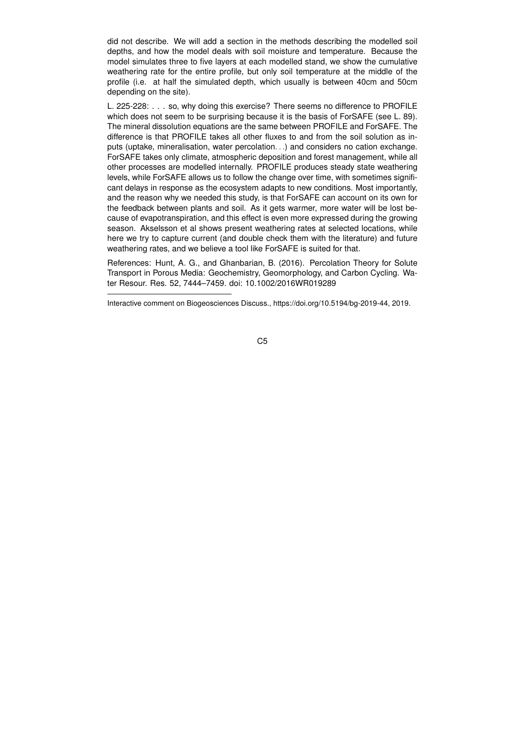did not describe. We will add a section in the methods describing the modelled soil depths, and how the model deals with soil moisture and temperature. Because the model simulates three to five layers at each modelled stand, we show the cumulative weathering rate for the entire profile, but only soil temperature at the middle of the profile (i.e. at half the simulated depth, which usually is between 40cm and 50cm depending on the site).

L. 225-228: . . . so, why doing this exercise? There seems no difference to PROFILE which does not seem to be surprising because it is the basis of ForSAFE (see L. 89). The mineral dissolution equations are the same between PROFILE and ForSAFE. The difference is that PROFILE takes all other fluxes to and from the soil solution as inputs (uptake, mineralisation, water percolation. . .) and considers no cation exchange. ForSAFE takes only climate, atmospheric deposition and forest management, while all other processes are modelled internally. PROFILE produces steady state weathering levels, while ForSAFE allows us to follow the change over time, with sometimes significant delays in response as the ecosystem adapts to new conditions. Most importantly, and the reason why we needed this study, is that ForSAFE can account on its own for the feedback between plants and soil. As it gets warmer, more water will be lost because of evapotranspiration, and this effect is even more expressed during the growing season. Akselsson et al shows present weathering rates at selected locations, while here we try to capture current (and double check them with the literature) and future weathering rates, and we believe a tool like ForSAFE is suited for that.

References: Hunt, A. G., and Ghanbarian, B. (2016). Percolation Theory for Solute Transport in Porous Media: Geochemistry, Geomorphology, and Carbon Cycling. Water Resour. Res. 52, 7444–7459. doi: 10.1002/2016WR019289

---

Interactive comment on Biogeosciences Discuss., https://doi.org/10.5194/bg-2019-44, 2019.